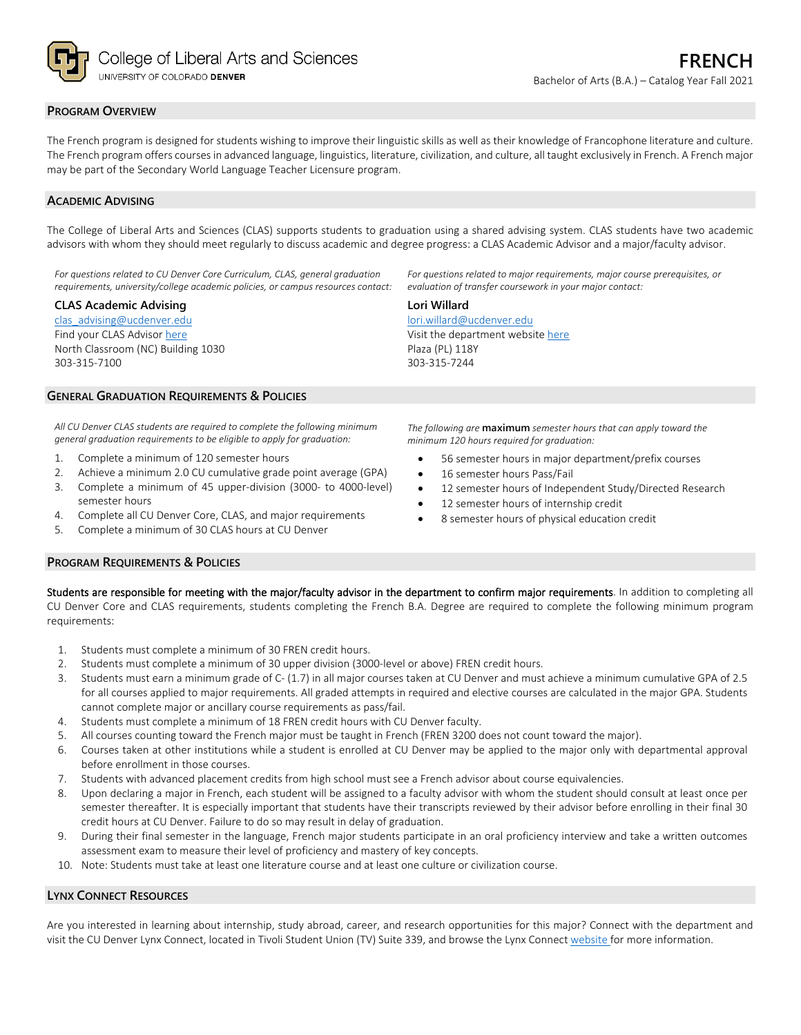College of Liberal Arts and Sciences
UNIVERSITY OF COLORADO **DENVER**

# FRENCH

Bachelor of Arts (B.A.) – Catalog Year Fall 2021

## Program Overview

The French program is designed for students wishing to improve their linguistic skills as well as their knowledge of Francophone literature and culture. The French program offers courses in advanced language, linguistics, literature, civilization, and culture, all taught exclusively in French. A French major may be part of the Secondary World Language Teacher Licensure program.

## Academic Advising

The College of Liberal Arts and Sciences (CLAS) supports students to graduation using a shared advising system. CLAS students have two academic advisors with whom they should meet regularly to discuss academic and degree progress: a CLAS Academic Advisor and a major/faculty advisor.

*For questions related to CU Denver Core Curriculum, CLAS, general graduation requirements, university/college academic policies, or campus resources contact:*

**CLAS Academic Advising**
clas_advising@ucdenver.edu
Find your CLAS Advisor here
North Classroom (NC) Building 1030
303-315-7100

*For questions related to major requirements, major course prerequisites, or evaluation of transfer coursework in your major contact:*

**Lori Willard**
lori.willard@ucdenver.edu
Visit the department website here
Plaza (PL) 118Y
303-315-7244

## General Graduation Requirements & Policies

*All CU Denver CLAS students are required to complete the following minimum general graduation requirements to be eligible to apply for graduation:*

1. Complete a minimum of 120 semester hours
2. Achieve a minimum 2.0 CU cumulative grade point average (GPA)
3. Complete a minimum of 45 upper-division (3000- to 4000-level) semester hours
4. Complete all CU Denver Core, CLAS, and major requirements
5. Complete a minimum of 30 CLAS hours at CU Denver

*The following are* **maximum** *semester hours that can apply toward the minimum 120 hours required for graduation:*

- 56 semester hours in major department/prefix courses
- 16 semester hours Pass/Fail
- 12 semester hours of Independent Study/Directed Research
- 12 semester hours of internship credit
- 8 semester hours of physical education credit

## Program Requirements & Policies

**Students are responsible for meeting with the major/faculty advisor in the department to confirm major requirements**. In addition to completing all CU Denver Core and CLAS requirements, students completing the French B.A. Degree are required to complete the following minimum program requirements:

1. Students must complete a minimum of 30 FREN credit hours.
2. Students must complete a minimum of 30 upper division (3000-level or above) FREN credit hours.
3. Students must earn a minimum grade of C- (1.7) in all major courses taken at CU Denver and must achieve a minimum cumulative GPA of 2.5 for all courses applied to major requirements. All graded attempts in required and elective courses are calculated in the major GPA. Students cannot complete major or ancillary course requirements as pass/fail.
4. Students must complete a minimum of 18 FREN credit hours with CU Denver faculty.
5. All courses counting toward the French major must be taught in French (FREN 3200 does not count toward the major).
6. Courses taken at other institutions while a student is enrolled at CU Denver may be applied to the major only with departmental approval before enrollment in those courses.
7. Students with advanced placement credits from high school must see a French advisor about course equivalencies.
8. Upon declaring a major in French, each student will be assigned to a faculty advisor with whom the student should consult at least once per semester thereafter. It is especially important that students have their transcripts reviewed by their advisor before enrolling in their final 30 credit hours at CU Denver. Failure to do so may result in delay of graduation.
9. During their final semester in the language, French major students participate in an oral proficiency interview and take a written outcomes assessment exam to measure their level of proficiency and mastery of key concepts.
10. Note: Students must take at least one literature course and at least one culture or civilization course.

## Lynx Connect Resources

Are you interested in learning about internship, study abroad, career, and research opportunities for this major? Connect with the department and visit the CU Denver Lynx Connect, located in Tivoli Student Union (TV) Suite 339, and browse the Lynx Connect website for more information.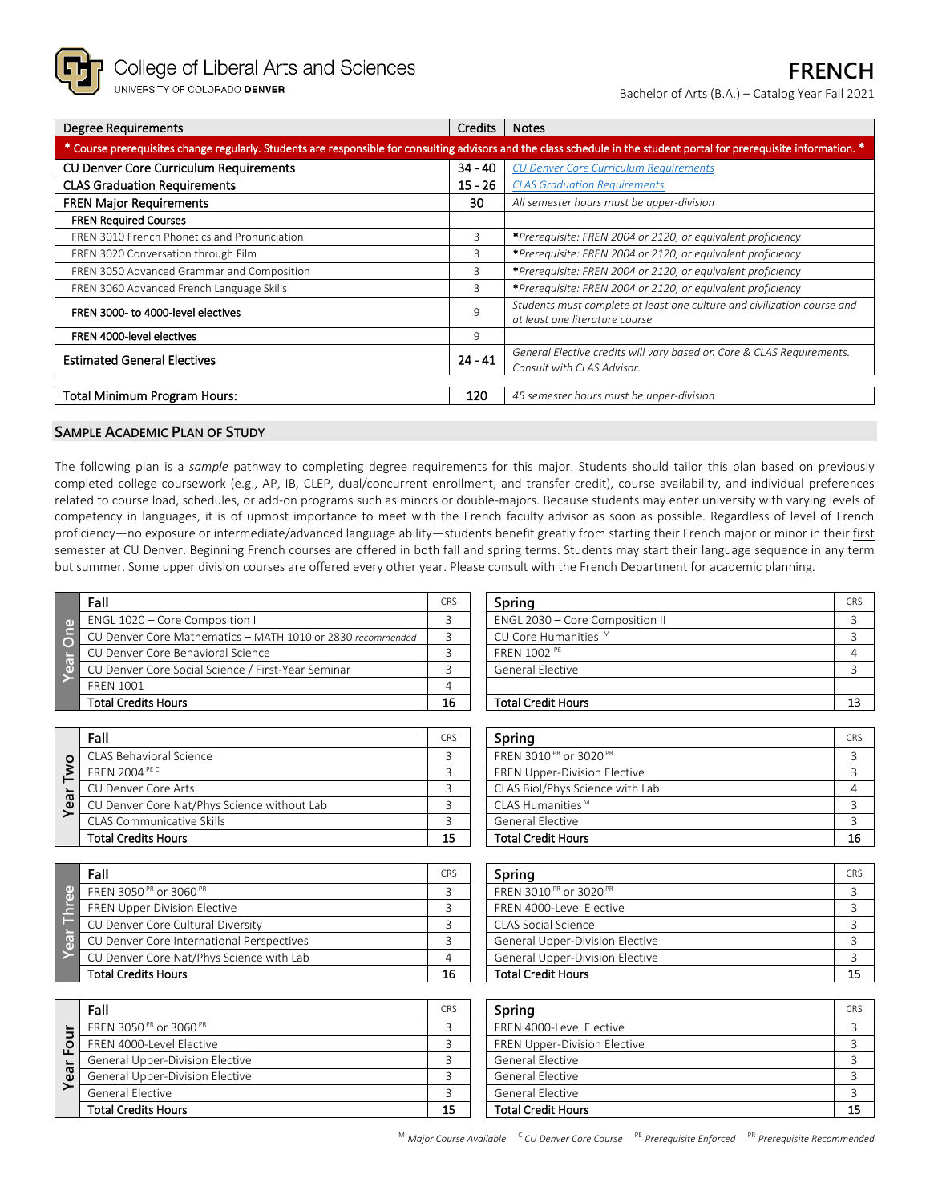College of Liberal Arts and Sciences
UNIVERSITY OF COLORADO DENVER

# FRENCH

Bachelor of Arts (B.A.) – Catalog Year Fall 2021

| Degree Requirements | Credits | Notes |
| --- | --- | --- |
| * Course prerequisites change regularly. Students are responsible for consulting advisors and the class schedule in the student portal for prerequisite information. * | | |
| **CU Denver Core Curriculum Requirements** | **34 - 40** | *CU Denver Core Curriculum Requirements* |
| **CLAS Graduation Requirements** | **15 - 26** | *CLAS Graduation Requirements* |
| **FREN Major Requirements** | **30** | *All semester hours must be upper-division* |
| **FREN Required Courses** | | |
| FREN 3010 French Phonetics and Pronunciation | 3 | *Prerequisite: FREN 2004 or 2120, or equivalent proficiency* |
| FREN 3020 Conversation through Film | 3 | *Prerequisite: FREN 2004 or 2120, or equivalent proficiency* |
| FREN 3050 Advanced Grammar and Composition | 3 | *Prerequisite: FREN 2004 or 2120, or equivalent proficiency* |
| FREN 3060 Advanced French Language Skills | 3 | *Prerequisite: FREN 2004 or 2120, or equivalent proficiency* |
| **FREN 3000- to 4000-level electives** | 9 | *Students must complete at least one culture and civilization course and at least one literature course* |
| **FREN 4000-level electives** | 9 | |
| **Estimated General Electives** | **24 - 41** | *General Elective credits will vary based on Core & CLAS Requirements. Consult with CLAS Advisor.* |
| **Total Minimum Program Hours:** | **120** | *45 semester hours must be upper-division* |

## Sample Academic Plan of Study

The following plan is a *sample* pathway to completing degree requirements for this major. Students should tailor this plan based on previously completed college coursework (e.g., AP, IB, CLEP, dual/concurrent enrollment, and transfer credit), course availability, and individual preferences related to course load, schedules, or add-on programs such as minors or double-majors. Because students may enter university with varying levels of competency in languages, it is of upmost importance to meet with the French faculty advisor as soon as possible. Regardless of level of French proficiency—no exposure or intermediate/advanced language ability—students benefit greatly from starting their French major or minor in their first semester at CU Denver. Beginning French courses are offered in both fall and spring terms. Students may start their language sequence in any term but summer. Some upper division courses are offered every other year. Please consult with the French Department for academic planning.

### Year One

| Fall | CRS | Spring | CRS |
| --- | --- | --- | --- |
| ENGL 1020 – Core Composition I | 3 | ENGL 2030 – Core Composition II | 3 |
| CU Denver Core Mathematics – MATH 1010 or 2830 *recommended* | 3 | CU Core Humanities [M] | 3 |
| CU Denver Core Behavioral Science | 3 | FREN 1002 [PE] | 4 |
| CU Denver Core Social Science / First-Year Seminar | 3 | General Elective | 3 |
| FREN 1001 | 4 | | |
| **Total Credits Hours** | **16** | **Total Credit Hours** | **13** |

### Year Two

| Fall | CRS | Spring | CRS |
| --- | --- | --- | --- |
| CLAS Behavioral Science | 3 | FREN 3010 [PR] or 3020 [PR] | 3 |
| FREN 2004 [PE C] | 3 | FREN Upper-Division Elective | 3 |
| CU Denver Core Arts | 3 | CLAS Biol/Phys Science with Lab | 4 |
| CU Denver Core Nat/Phys Science without Lab | 3 | CLAS Humanities [M] | 3 |
| CLAS Communicative Skills | 3 | General Elective | 3 |
| **Total Credits Hours** | **15** | **Total Credit Hours** | **16** |

### Year Three

| Fall | CRS | Spring | CRS |
| --- | --- | --- | --- |
| FREN 3050 [PR] or 3060 [PR] | 3 | FREN 3010 [PR] or 3020 [PR] | 3 |
| FREN Upper Division Elective | 3 | FREN 4000-Level Elective | 3 |
| CU Denver Core Cultural Diversity | 3 | CLAS Social Science | 3 |
| CU Denver Core International Perspectives | 3 | General Upper-Division Elective | 3 |
| CU Denver Core Nat/Phys Science with Lab | 4 | General Upper-Division Elective | 3 |
| **Total Credits Hours** | **16** | **Total Credit Hours** | **15** |

### Year Four

| Fall | CRS | Spring | CRS |
| --- | --- | --- | --- |
| FREN 3050 [PR] or 3060 [PR] | 3 | FREN 4000-Level Elective | 3 |
| FREN 4000-Level Elective | 3 | FREN Upper-Division Elective | 3 |
| General Upper-Division Elective | 3 | General Elective | 3 |
| General Upper-Division Elective | 3 | General Elective | 3 |
| General Elective | 3 | General Elective | 3 |
| **Total Credits Hours** | **15** | **Total Credit Hours** | **15** |

[M] *Major Course Available* [C] *CU Denver Core Course* [PE] *Prerequisite Enforced* [PR] *Prerequisite Recommended*